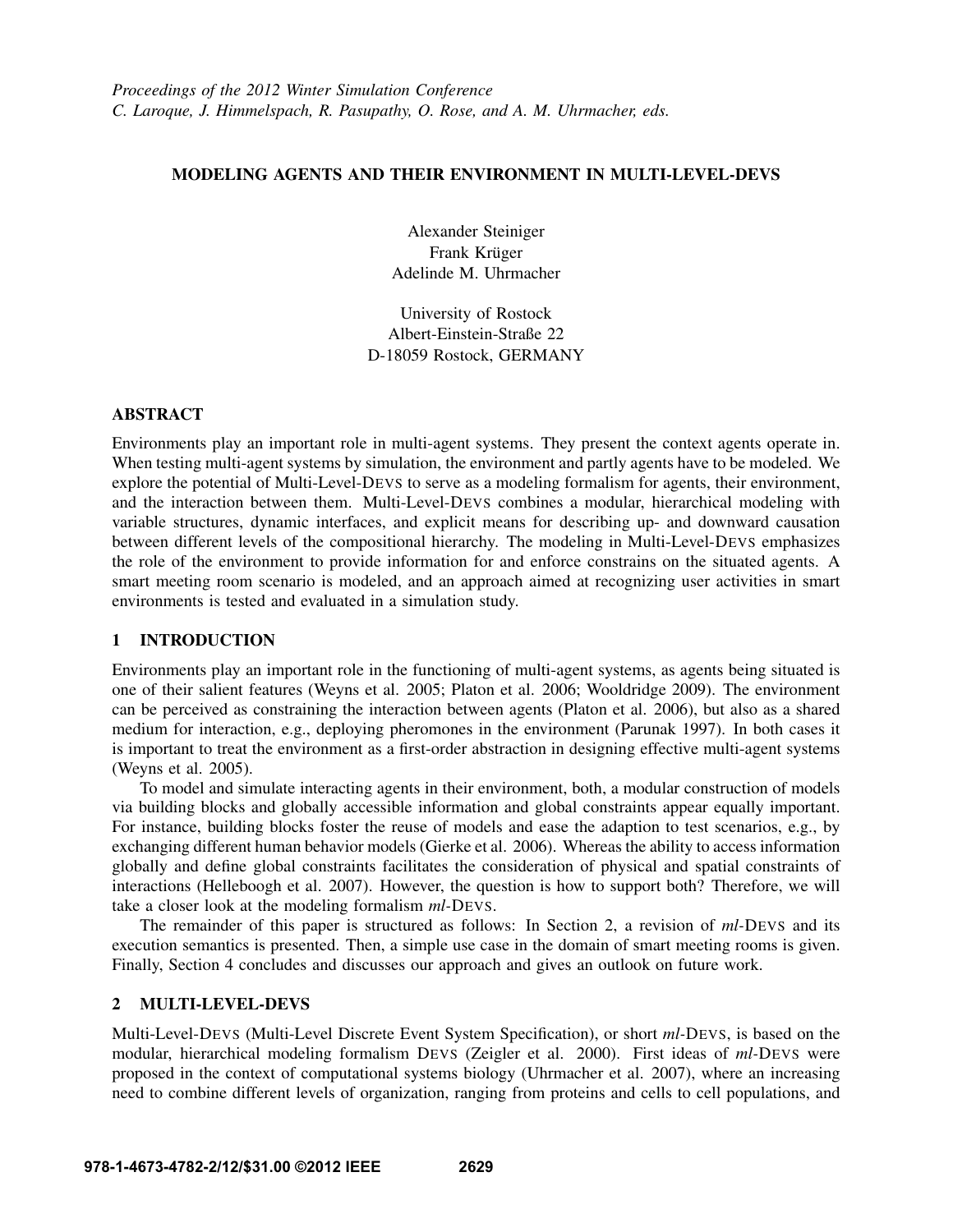Proceedings of the 2012 Winter Simulation Conference
C. Laroque, J. Himmelspach, R. Pasupathy, O. Rose, and A. M. Uhrmacher, eds.

# MODELING AGENTS AND THEIR ENVIRONMENT IN MULTI-LEVEL-DEVS

Alexander Steiniger
Frank Krüger
Adelinde M. Uhrmacher

University of Rostock
Albert-Einstein-Straße 22
D-18059 Rostock, GERMANY

## ABSTRACT

Environments play an important role in multi-agent systems. They present the context agents operate in. When testing multi-agent systems by simulation, the environment and partly agents have to be modeled. We explore the potential of Multi-Level-DEVS to serve as a modeling formalism for agents, their environment, and the interaction between them. Multi-Level-DEVS combines a modular, hierarchical modeling with variable structures, dynamic interfaces, and explicit means for describing up- and downward causation between different levels of the compositional hierarchy. The modeling in Multi-Level-DEVS emphasizes the role of the environment to provide information for and enforce constrains on the situated agents. A smart meeting room scenario is modeled, and an approach aimed at recognizing user activities in smart environments is tested and evaluated in a simulation study.

## 1 INTRODUCTION

Environments play an important role in the functioning of multi-agent systems, as agents being situated is one of their salient features (Weyns et al. 2005; Platon et al. 2006; Wooldridge 2009). The environment can be perceived as constraining the interaction between agents (Platon et al. 2006), but also as a shared medium for interaction, e.g., deploying pheromones in the environment (Parunak 1997). In both cases it is important to treat the environment as a first-order abstraction in designing effective multi-agent systems (Weyns et al. 2005).

To model and simulate interacting agents in their environment, both, a modular construction of models via building blocks and globally accessible information and global constraints appear equally important. For instance, building blocks foster the reuse of models and ease the adaption to test scenarios, e.g., by exchanging different human behavior models (Gierke et al. 2006). Whereas the ability to access information globally and define global constraints facilitates the consideration of physical and spatial constraints of interactions (Helleboogh et al. 2007). However, the question is how to support both? Therefore, we will take a closer look at the modeling formalism *ml*-DEVS.

The remainder of this paper is structured as follows: In Section 2, a revision of *ml*-DEVS and its execution semantics is presented. Then, a simple use case in the domain of smart meeting rooms is given. Finally, Section 4 concludes and discusses our approach and gives an outlook on future work.

## 2 MULTI-LEVEL-DEVS

Multi-Level-DEVS (Multi-Level Discrete Event System Specification), or short *ml*-DEVS, is based on the modular, hierarchical modeling formalism DEVS (Zeigler et al. 2000). First ideas of *ml*-DEVS were proposed in the context of computational systems biology (Uhrmacher et al. 2007), where an increasing need to combine different levels of organization, ranging from proteins and cells to cell populations, and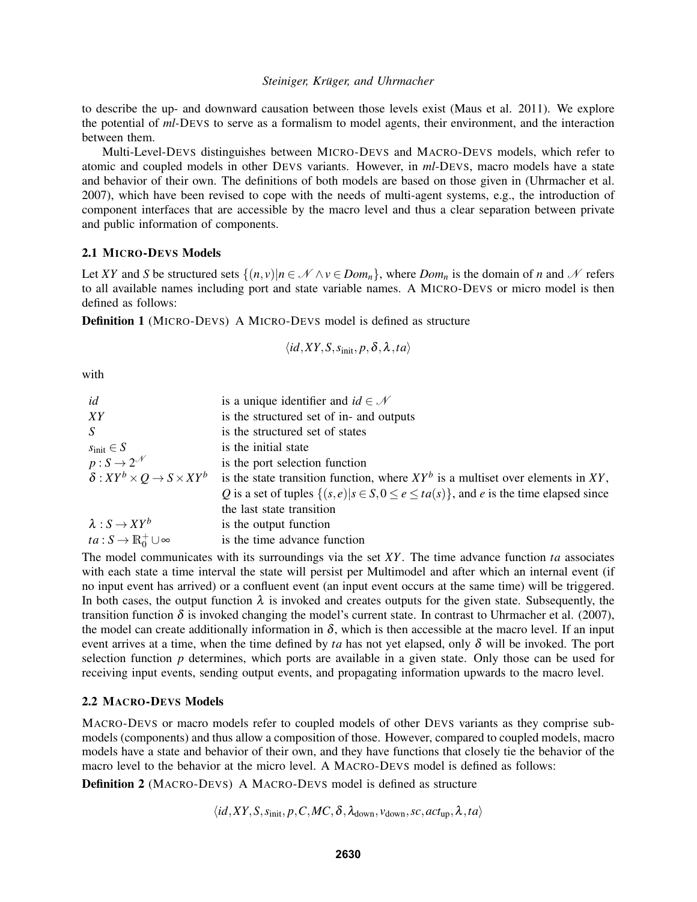to describe the up- and downward causation between those levels exist (Maus et al. 2011). We explore the potential of *ml*-DEVS to serve as a formalism to model agents, their environment, and the interaction between them.

Multi-Level-DEVS distinguishes between MICRO-DEVS and MACRO-DEVS models, which refer to atomic and coupled models in other DEVS variants. However, in *ml*-DEVS, macro models have a state and behavior of their own. The definitions of both models are based on those given in (Uhrmacher et al. 2007), which have been revised to cope with the needs of multi-agent systems, e.g., the introduction of component interfaces that are accessible by the macro level and thus a clear separation between private and public information of components.

### 2.1 MICRO-DEVS Models

Let $XY$ and $S$ be structured sets $\{(n,v)|n \in \mathscr{N} \wedge v \in Dom_n\}$, where $Dom_n$ is the domain of $n$ and $\mathscr{N}$ refers to all available names including port and state variable names. A MICRO-DEVS or micro model is then defined as follows:

**Definition 1** (MICRO-DEVS) A MICRO-DEVS model is defined as structure

$$\langle id, XY, S, s_{\text{init}}, p, \delta, \lambda, ta \rangle$$

with

| | |
|---|---|
| $id$ | is a unique identifier and $id \in \mathscr{N}$ |
| $XY$ | is the structured set of in- and outputs |
| $S$ | is the structured set of states |
| $s_{\text{init}} \in S$ | is the initial state |
| $p : S \rightarrow 2^{\mathscr{N}}$ | is the port selection function |
| $\delta : XY^b \times Q \rightarrow S \times XY^b$ | is the state transition function, where $XY^b$ is a multiset over elements in $XY$, $Q$ is a set of tuples $\{(s,e)\|s \in S, 0 \leq e \leq ta(s)\}$, and $e$ is the time elapsed since the last state transition |
| $\lambda : S \rightarrow XY^b$ | is the output function |
| $ta : S \rightarrow \mathbb{R}_0^+ \cup \infty$ | is the time advance function |

The model communicates with its surroundings via the set $XY$. The time advance function $ta$ associates with each state a time interval the state will persist per Multimodel and after which an internal event (if no input event has arrived) or a confluent event (an input event occurs at the same time) will be triggered. In both cases, the output function $\lambda$ is invoked and creates outputs for the given state. Subsequently, the transition function $\delta$ is invoked changing the model's current state. In contrast to Uhrmacher et al. (2007), the model can create additionally information in $\delta$, which is then accessible at the macro level. If an input event arrives at a time, when the time defined by $ta$ has not yet elapsed, only $\delta$ will be invoked. The port selection function $p$ determines, which ports are available in a given state. Only those can be used for receiving input events, sending output events, and propagating information upwards to the macro level.

### 2.2 MACRO-DEVS Models

MACRO-DEVS or macro models refer to coupled models of other DEVS variants as they comprise submodels (components) and thus allow a composition of those. However, compared to coupled models, macro models have a state and behavior of their own, and they have functions that closely tie the behavior of the macro level to the behavior at the micro level. A MACRO-DEVS model is defined as follows:

**Definition 2** (MACRO-DEVS) A MACRO-DEVS model is defined as structure

$$\langle id, XY, S, s_{\text{init}}, p, C, MC, \delta, \lambda_{\text{down}}, v_{\text{down}}, sc, act_{\text{up}}, \lambda, ta \rangle$$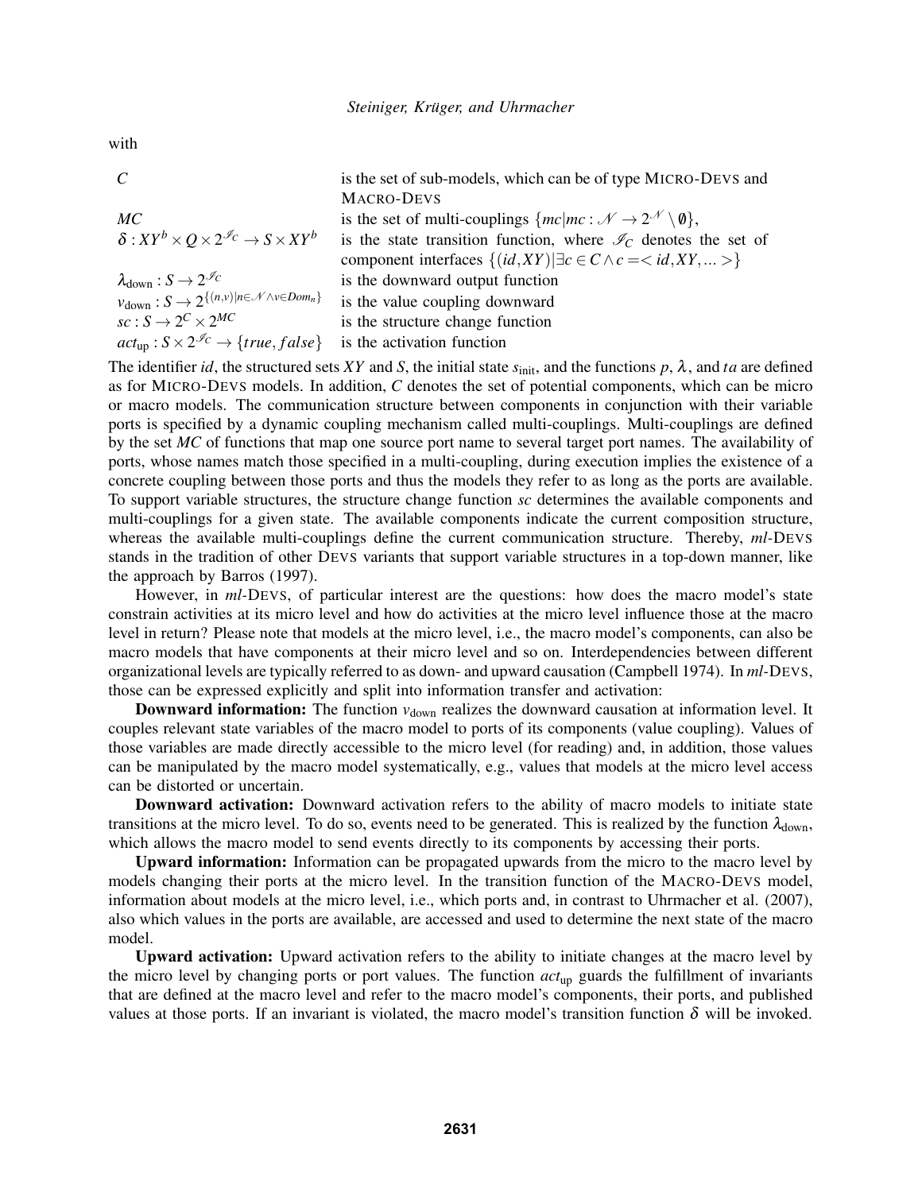with

| | |
|---|---|
| $C$ | is the set of sub-models, which can be of type MICRO-DEVS and MACRO-DEVS |
| $MC$ | is the set of multi-couplings $\{mc \mid mc : \mathscr{N} \to 2^{\mathscr{N}} \setminus \emptyset\}$, |
| $\delta : XY^b \times Q \times 2^{\mathscr{I}_C} \to S \times XY^b$ | is the state transition function, where $\mathscr{I}_C$ denotes the set of component interfaces $\{(id, XY) \mid \exists c \in C \wedge c = < id, XY, \ldots >\}$ |
| $\lambda_{\text{down}} : S \to 2^{\mathscr{I}_C}$ | is the downward output function |
| $v_{\text{down}} : S \to 2^{\{(n,v) \mid n \in \mathscr{N} \wedge v \in Dom_n\}}$ | is the value coupling downward |
| $sc : S \to 2^C \times 2^{MC}$ | is the structure change function |
| $act_{\text{up}} : S \times 2^{\mathscr{I}_C} \to \{true, false\}$ | is the activation function |

The identifier $id$, the structured sets $XY$ and $S$, the initial state $s_{\text{init}}$, and the functions $p$, $\lambda$, and $ta$ are defined as for MICRO-DEVS models. In addition, $C$ denotes the set of potential components, which can be micro or macro models. The communication structure between components in conjunction with their variable ports is specified by a dynamic coupling mechanism called multi-couplings. Multi-couplings are defined by the set $MC$ of functions that map one source port name to several target port names. The availability of ports, whose names match those specified in a multi-coupling, during execution implies the existence of a concrete coupling between those ports and thus the models they refer to as long as the ports are available. To support variable structures, the structure change function $sc$ determines the available components and multi-couplings for a given state. The available components indicate the current composition structure, whereas the available multi-couplings define the current communication structure. Thereby, *ml*-DEVS stands in the tradition of other DEVS variants that support variable structures in a top-down manner, like the approach by Barros (1997).

However, in *ml*-DEVS, of particular interest are the questions: how does the macro model's state constrain activities at its micro level and how do activities at the micro level influence those at the macro level in return? Please note that models at the micro level, i.e., the macro model's components, can also be macro models that have components at their micro level and so on. Interdependencies between different organizational levels are typically referred to as down- and upward causation (Campbell 1974). In *ml*-DEVS, those can be expressed explicitly and split into information transfer and activation:

**Downward information:** The function $v_{\text{down}}$ realizes the downward causation at information level. It couples relevant state variables of the macro model to ports of its components (value coupling). Values of those variables are made directly accessible to the micro level (for reading) and, in addition, those values can be manipulated by the macro model systematically, e.g., values that models at the micro level access can be distorted or uncertain.

**Downward activation:** Downward activation refers to the ability of macro models to initiate state transitions at the micro level. To do so, events need to be generated. This is realized by the function $\lambda_{\text{down}}$, which allows the macro model to send events directly to its components by accessing their ports.

**Upward information:** Information can be propagated upwards from the micro to the macro level by models changing their ports at the micro level. In the transition function of the MACRO-DEVS model, information about models at the micro level, i.e., which ports and, in contrast to Uhrmacher et al. (2007), also which values in the ports are available, are accessed and used to determine the next state of the macro model.

**Upward activation:** Upward activation refers to the ability to initiate changes at the macro level by the micro level by changing ports or port values. The function $act_{\text{up}}$ guards the fulfillment of invariants that are defined at the macro level and refer to the macro model's components, their ports, and published values at those ports. If an invariant is violated, the macro model's transition function $\delta$ will be invoked.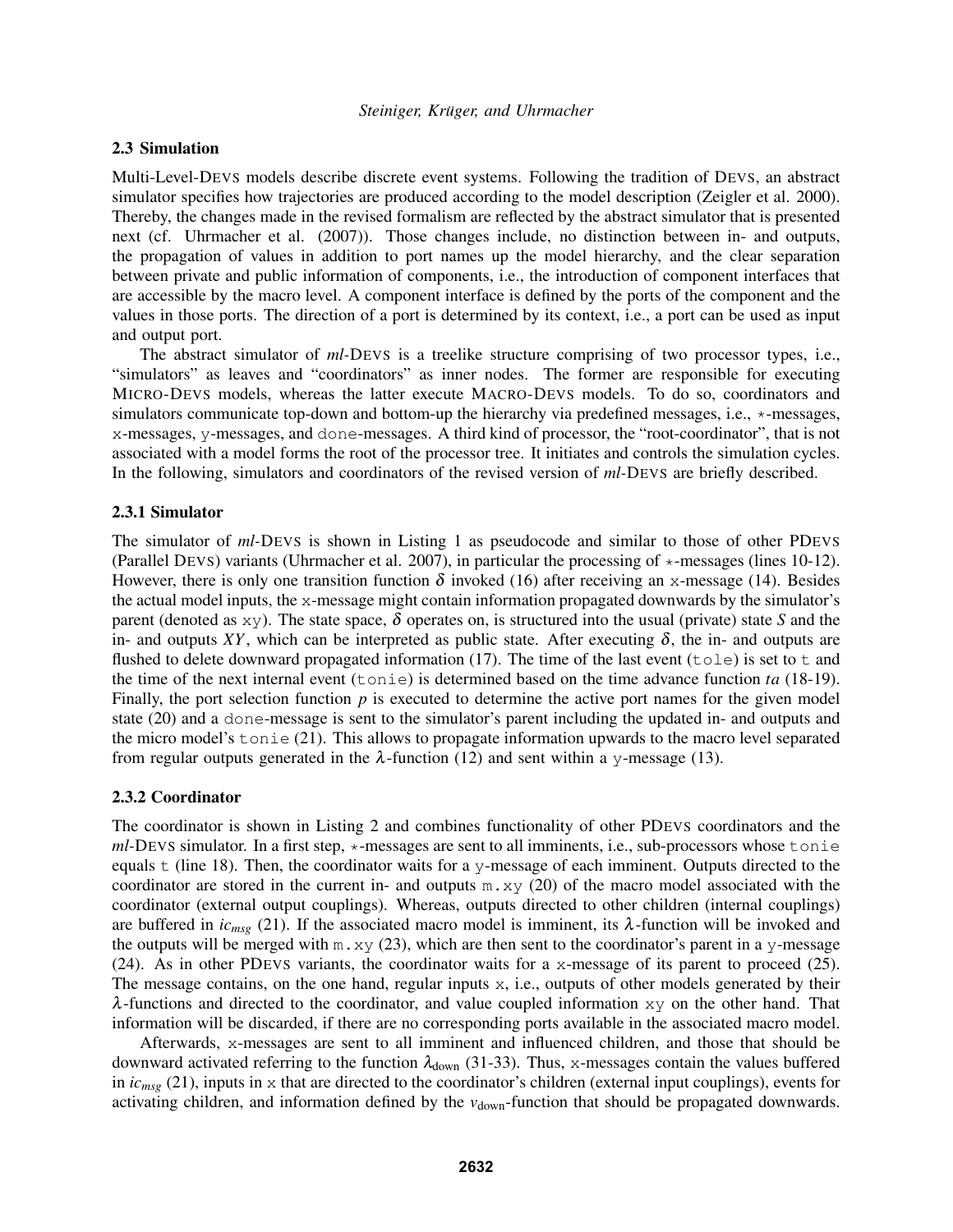### 2.3 Simulation

Multi-Level-DEVS models describe discrete event systems. Following the tradition of DEVS, an abstract simulator specifies how trajectories are produced according to the model description (Zeigler et al. 2000). Thereby, the changes made in the revised formalism are reflected by the abstract simulator that is presented next (cf. Uhrmacher et al. (2007)). Those changes include, no distinction between in- and outputs, the propagation of values in addition to port names up the model hierarchy, and the clear separation between private and public information of components, i.e., the introduction of component interfaces that are accessible by the macro level. A component interface is defined by the ports of the component and the values in those ports. The direction of a port is determined by its context, i.e., a port can be used as input and output port.

The abstract simulator of *ml*-DEVS is a treelike structure comprising of two processor types, i.e., "simulators" as leaves and "coordinators" as inner nodes. The former are responsible for executing MICRO-DEVS models, whereas the latter execute MACRO-DEVS models. To do so, coordinators and simulators communicate top-down and bottom-up the hierarchy via predefined messages, i.e., $\star$-messages, x-messages, y-messages, and done-messages. A third kind of processor, the "root-coordinator", that is not associated with a model forms the root of the processor tree. It initiates and controls the simulation cycles. In the following, simulators and coordinators of the revised version of *ml*-DEVS are briefly described.

#### 2.3.1 Simulator

The simulator of *ml*-DEVS is shown in Listing 1 as pseudocode and similar to those of other PDEVS (Parallel DEVS) variants (Uhrmacher et al. 2007), in particular the processing of $\star$-messages (lines 10-12). However, there is only one transition function $\delta$ invoked (16) after receiving an x-message (14). Besides the actual model inputs, the x-message might contain information propagated downwards by the simulator's parent (denoted as xy). The state space, $\delta$ operates on, is structured into the usual (private) state $S$ and the in- and outputs $XY$, which can be interpreted as public state. After executing $\delta$, the in- and outputs are flushed to delete downward propagated information (17). The time of the last event (tole) is set to t and the time of the next internal event (tonie) is determined based on the time advance function $ta$ (18-19). Finally, the port selection function $p$ is executed to determine the active port names for the given model state (20) and a done-message is sent to the simulator's parent including the updated in- and outputs and the micro model's tonie (21). This allows to propagate information upwards to the macro level separated from regular outputs generated in the $\lambda$-function (12) and sent within a y-message (13).

#### 2.3.2 Coordinator

The coordinator is shown in Listing 2 and combines functionality of other PDEVS coordinators and the *ml*-DEVS simulator. In a first step, $\star$-messages are sent to all imminents, i.e., sub-processors whose tonie equals t (line 18). Then, the coordinator waits for a y-message of each imminent. Outputs directed to the coordinator are stored in the current in- and outputs m.xy (20) of the macro model associated with the coordinator (external output couplings). Whereas, outputs directed to other children (internal couplings) are buffered in $ic_{msg}$ (21). If the associated macro model is imminent, its $\lambda$-function will be invoked and the outputs will be merged with m.xy (23), which are then sent to the coordinator's parent in a y-message (24). As in other PDEVS variants, the coordinator waits for a x-message of its parent to proceed (25). The message contains, on the one hand, regular inputs x, i.e., outputs of other models generated by their $\lambda$-functions and directed to the coordinator, and value coupled information xy on the other hand. That information will be discarded, if there are no corresponding ports available in the associated macro model.

Afterwards, x-messages are sent to all imminent and influenced children, and those that should be downward activated referring to the function $\lambda_{\text{down}}$ (31-33). Thus, x-messages contain the values buffered in $ic_{msg}$ (21), inputs in x that are directed to the coordinator's children (external input couplings), events for activating children, and information defined by the $v_{\text{down}}$-function that should be propagated downwards.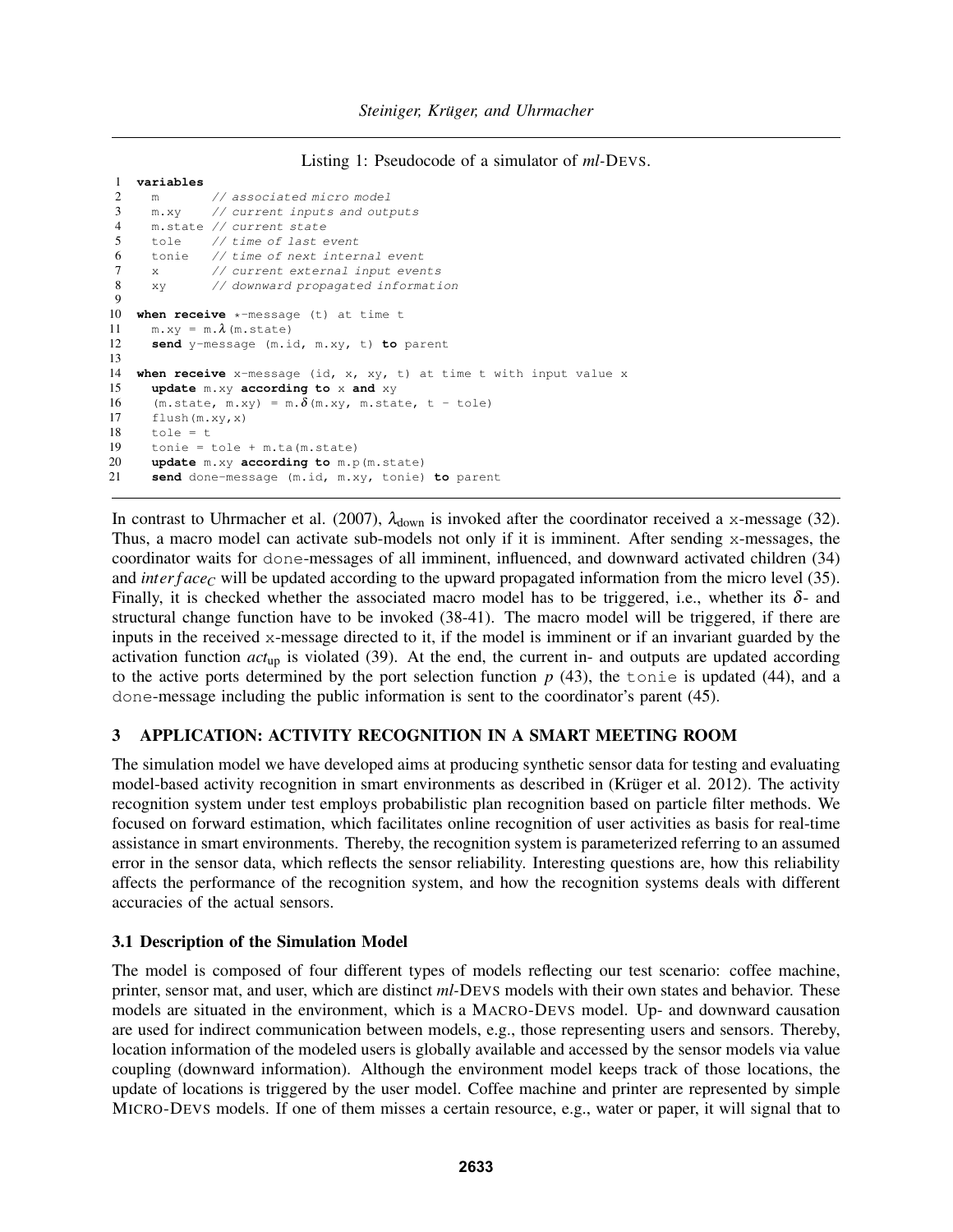Listing 1: Pseudocode of a simulator of *ml*-DEVS.

```
1  variables
2    m        // associated micro model
3    m.xy     // current inputs and outputs
4    m.state  // current state
5    tole     // time of last event
6    tonie    // time of next internal event
7    x        // current external input events
8    xy       // downward propagated information
9
10 when receive *-message (t) at time t
11   m.xy = m.λ(m.state)
12   send y-message (m.id, m.xy, t) to parent
13
14 when receive x-message (id, x, xy, t) at time t with input value x
15   update m.xy according to x and xy
16   (m.state, m.xy) = m.δ(m.xy, m.state, t - tole)
17   flush(m.xy,x)
18   tole = t
19   tonie = tole + m.ta(m.state)
20   update m.xy according to m.p(m.state)
21   send done-message (m.id, m.xy, tonie) to parent
```

In contrast to Uhrmacher et al. (2007), $\lambda_{\text{down}}$ is invoked after the coordinator received a x-message (32). Thus, a macro model can activate sub-models not only if it is imminent. After sending x-messages, the coordinator waits for done-messages of all imminent, influenced, and downward activated children (34) and $interface_C$ will be updated according to the upward propagated information from the micro level (35). Finally, it is checked whether the associated macro model has to be triggered, i.e., whether its $\delta$- and structural change function have to be invoked (38-41). The macro model will be triggered, if there are inputs in the received x-message directed to it, if the model is imminent or if an invariant guarded by the activation function $act_{\text{up}}$ is violated (39). At the end, the current in- and outputs are updated according to the active ports determined by the port selection function $p$ (43), the tonie is updated (44), and a done-message including the public information is sent to the coordinator's parent (45).

## 3 APPLICATION: ACTIVITY RECOGNITION IN A SMART MEETING ROOM

The simulation model we have developed aims at producing synthetic sensor data for testing and evaluating model-based activity recognition in smart environments as described in (Krüger et al. 2012). The activity recognition system under test employs probabilistic plan recognition based on particle filter methods. We focused on forward estimation, which facilitates online recognition of user activities as basis for real-time assistance in smart environments. Thereby, the recognition system is parameterized referring to an assumed error in the sensor data, which reflects the sensor reliability. Interesting questions are, how this reliability affects the performance of the recognition system, and how the recognition systems deals with different accuracies of the actual sensors.

### 3.1 Description of the Simulation Model

The model is composed of four different types of models reflecting our test scenario: coffee machine, printer, sensor mat, and user, which are distinct *ml*-DEVS models with their own states and behavior. These models are situated in the environment, which is a MACRO-DEVS model. Up- and downward causation are used for indirect communication between models, e.g., those representing users and sensors. Thereby, location information of the modeled users is globally available and accessed by the sensor models via value coupling (downward information). Although the environment model keeps track of those locations, the update of locations is triggered by the user model. Coffee machine and printer are represented by simple MICRO-DEVS models. If one of them misses a certain resource, e.g., water or paper, it will signal that to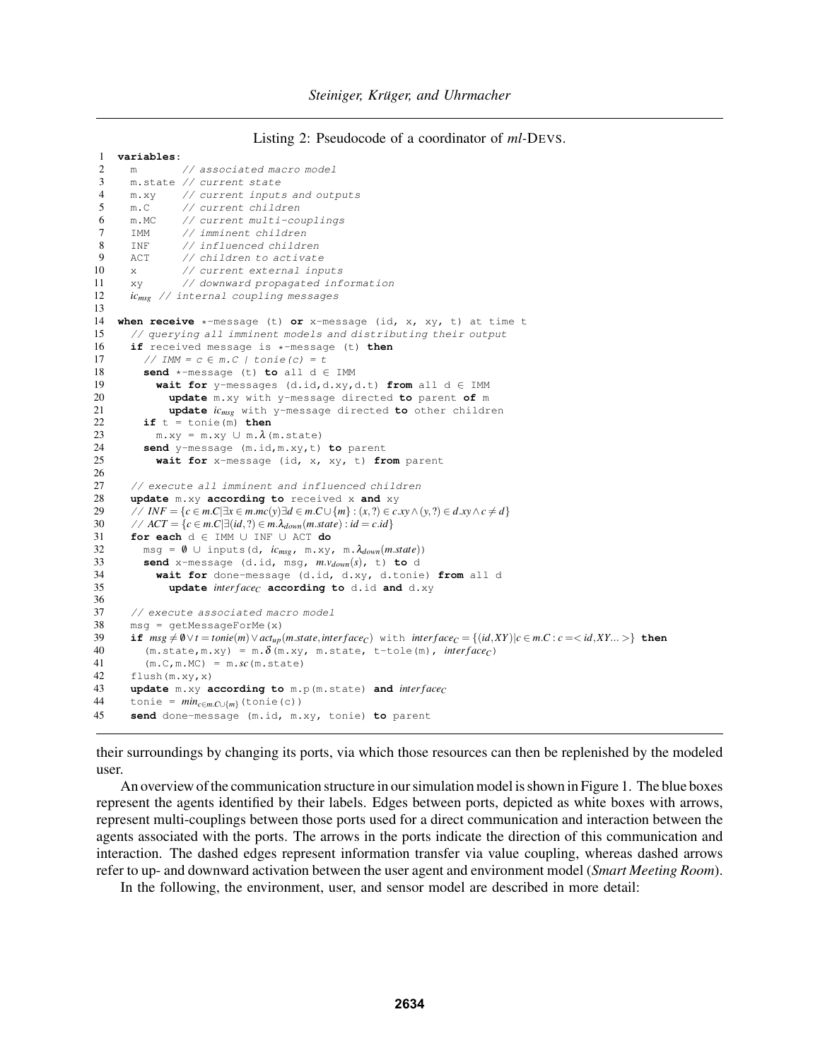Listing 2: Pseudocode of a coordinator of *ml*-DEVS.

```
1  variables:
2    m         // associated macro model
3    m.state   // current state
4    m.xy      // current inputs and outputs
5    m.C       // current children
6    m.MC      // current multi-couplings
7    IMM       // imminent children
8    INF       // influenced children
9    ACT       // children to activate
10   x         // current external inputs
11   xy        // downward propagated information
12   ic_msg    // internal coupling messages
13
14 when receive *-message (t) or x-message (id, x, xy, t) at time t
15   // querying all imminent models and distributing their output
16   if received message is *-message (t) then
17     // IMM = c ∈ m.C | tonie(c) = t
18     send *-message (t) to all d ∈ IMM
19       wait for y-messages (d.id,d.xy,d.t) from all d ∈ IMM
20         update m.xy with y-message directed to parent of m
21         update ic_msg with y-message directed to other children
22     if t = tonie(m) then
23       m.xy = m.xy ∪ m.λ(m.state)
24     send y-message (m.id,m.xy,t) to parent
25       wait for x-message (id, x, xy, t) from parent
26
27   // execute all imminent and influenced children
28   update m.xy according to received x and xy
29   // INF = {c ∈ m.C | ∃x ∈ m.mc(y) ∃d ∈ m.C ∪ {m} : (x,?) ∈ c.xy ∧ (y,?) ∈ d.xy ∧ c ≠ d}
30   // ACT = {c ∈ m.C | ∃(id,?) ∈ m.λ_down(m.state) : id = c.id}
31   for each d ∈ IMM ∪ INF ∪ ACT do
32     msg = ∅ ∪ inputs(d, ic_msg, m.xy, m.λ_down(m.state))
33     send x-message (d.id, msg, m.v_down(s), t) to d
34       wait for done-message (d.id, d.xy, d.tonie) from all d
35         update interface_C according to d.id and d.xy
36
37   // execute associated macro model
38   msg = getMessageForMe(x)
39   if msg ≠ ∅ ∨ t = tonie(m) ∨ act_up(m.state,interface_C) with interface_C = {(id,XY) | c ∈ m.C : c =< id,XY... >} then
40     (m.state,m.xy) = m.δ(m.xy, m.state, t-tole(m), interface_C)
41     (m.C,m.MC) = m.sc(m.state)
42   flush(m.xy,x)
43   update m.xy according to m.p(m.state) and interface_C
44   tonie = min_{c∈m.C∪{m}}(tonie(c))
45   send done-message (m.id, m.xy, tonie) to parent
```

their surroundings by changing its ports, via which those resources can then be replenished by the modeled user.

An overview of the communication structure in our simulation model is shown in Figure 1. The blue boxes represent the agents identified by their labels. Edges between ports, depicted as white boxes with arrows, represent multi-couplings between those ports used for a direct communication and interaction between the agents associated with the ports. The arrows in the ports indicate the direction of this communication and interaction. The dashed edges represent information transfer via value coupling, whereas dashed arrows refer to up- and downward activation between the user agent and environment model (*Smart Meeting Room*).

In the following, the environment, user, and sensor model are described in more detail: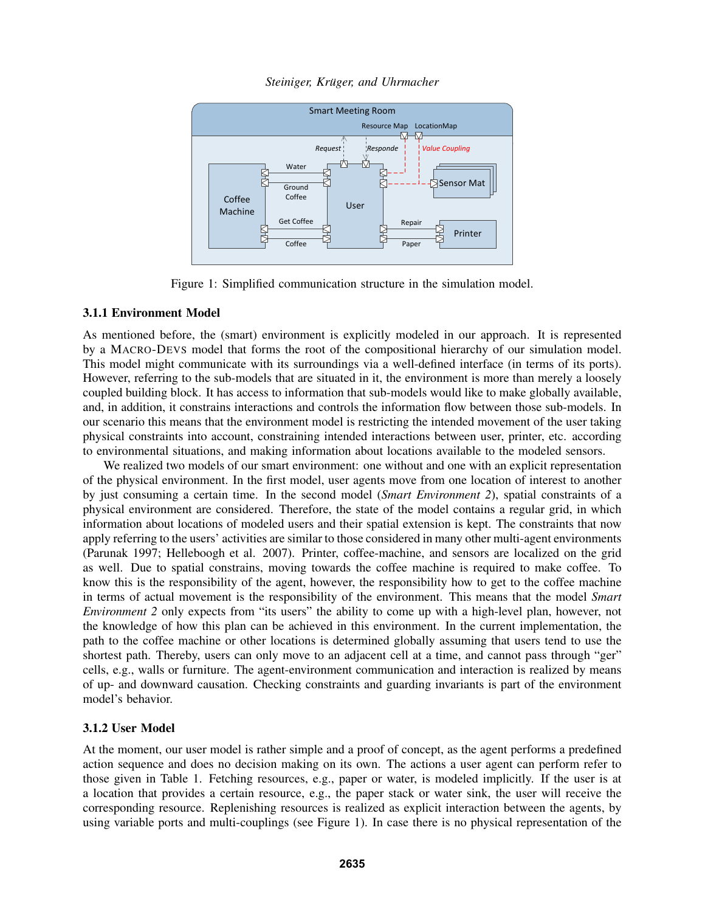Smart Meeting Room

Resource Map LocationMap

Request Responde Value Coupling

Water

Ground Coffee

Get Coffee

Coffee

Coffee Machine

User

Sensor Mat

Repair

Paper

Printer

Figure 1: Simplified communication structure in the simulation model.

### 3.1.1 Environment Model

As mentioned before, the (smart) environment is explicitly modeled in our approach. It is represented by a MACRO-DEVS model that forms the root of the compositional hierarchy of our simulation model. This model might communicate with its surroundings via a well-defined interface (in terms of its ports). However, referring to the sub-models that are situated in it, the environment is more than merely a loosely coupled building block. It has access to information that sub-models would like to make globally available, and, in addition, it constrains interactions and controls the information flow between those sub-models. In our scenario this means that the environment model is restricting the intended movement of the user taking physical constraints into account, constraining intended interactions between user, printer, etc. according to environmental situations, and making information about locations available to the modeled sensors.

We realized two models of our smart environment: one without and one with an explicit representation of the physical environment. In the first model, user agents move from one location of interest to another by just consuming a certain time. In the second model (*Smart Environment 2*), spatial constraints of a physical environment are considered. Therefore, the state of the model contains a regular grid, in which information about locations of modeled users and their spatial extension is kept. The constraints that now apply referring to the users' activities are similar to those considered in many other multi-agent environments (Parunak 1997; Helleboogh et al. 2007). Printer, coffee-machine, and sensors are localized on the grid as well. Due to spatial constraints, moving towards the coffee machine is required to make coffee. To know this is the responsibility of the agent, however, the responsibility how to get to the coffee machine in terms of actual movement is the responsibility of the environment. This means that the model *Smart Environment 2* only expects from "its users" the ability to come up with a high-level plan, however, not the knowledge of how this plan can be achieved in this environment. In the current implementation, the path to the coffee machine or other locations is determined globally assuming that users tend to use the shortest path. Thereby, users can only move to an adjacent cell at a time, and cannot pass through "ger" cells, e.g., walls or furniture. The agent-environment communication and interaction is realized by means of up- and downward causation. Checking constraints and guarding invariants is part of the environment model's behavior.

### 3.1.2 User Model

At the moment, our user model is rather simple and a proof of concept, as the agent performs a predefined action sequence and does no decision making on its own. The actions a user agent can perform refer to those given in Table 1. Fetching resources, e.g., paper or water, is modeled implicitly. If the user is at a location that provides a certain resource, e.g., the paper stack or water sink, the user will receive the corresponding resource. Replenishing resources is realized as explicit interaction between the agents, by using variable ports and multi-couplings (see Figure 1). In case there is no physical representation of the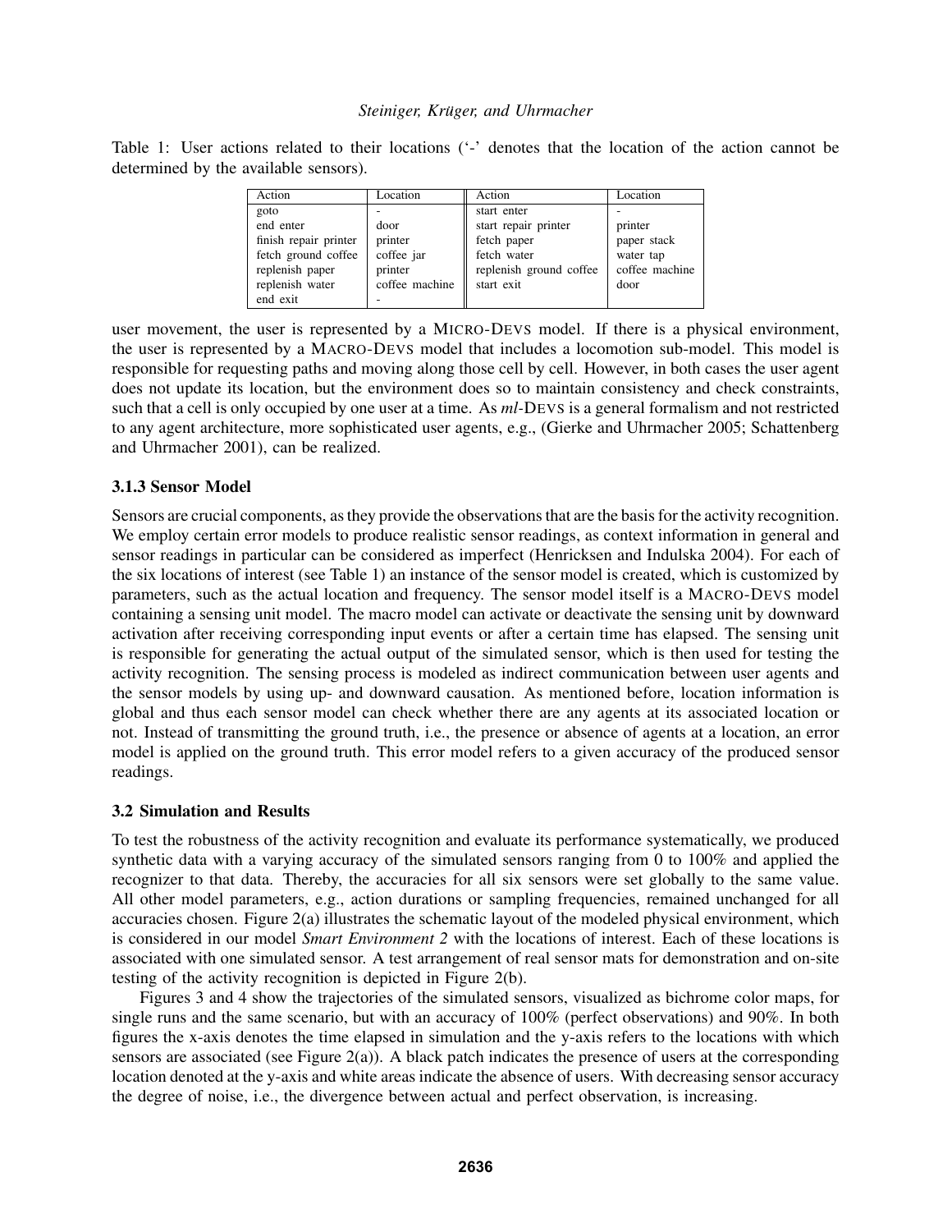Table 1: User actions related to their locations ('-' denotes that the location of the action cannot be determined by the available sensors).

| Action | Location | Action | Location |
|---|---|---|---|
| goto | - | start enter | - |
| end enter | door | start repair printer | printer |
| finish repair printer | printer | fetch paper | paper stack |
| fetch ground coffee | coffee jar | fetch water | water tap |
| replenish paper | printer | replenish ground coffee | coffee machine |
| replenish water | coffee machine | start exit | door |
| end exit | - | | |

user movement, the user is represented by a MICRO-DEVS model. If there is a physical environment, the user is represented by a MACRO-DEVS model that includes a locomotion sub-model. This model is responsible for requesting paths and moving along those cell by cell. However, in both cases the user agent does not update its location, but the environment does so to maintain consistency and check constraints, such that a cell is only occupied by one user at a time. As *ml*-DEVS is a general formalism and not restricted to any agent architecture, more sophisticated user agents, e.g., (Gierke and Uhrmacher 2005; Schattenberg and Uhrmacher 2001), can be realized.

### 3.1.3 Sensor Model

Sensors are crucial components, as they provide the observations that are the basis for the activity recognition. We employ certain error models to produce realistic sensor readings, as context information in general and sensor readings in particular can be considered as imperfect (Henricksen and Indulska 2004). For each of the six locations of interest (see Table 1) an instance of the sensor model is created, which is customized by parameters, such as the actual location and frequency. The sensor model itself is a MACRO-DEVS model containing a sensing unit model. The macro model can activate or deactivate the sensing unit by downward activation after receiving corresponding input events or after a certain time has elapsed. The sensing unit is responsible for generating the actual output of the simulated sensor, which is then used for testing the activity recognition. The sensing process is modeled as indirect communication between user agents and the sensor models by using up- and downward causation. As mentioned before, location information is global and thus each sensor model can check whether there are any agents at its associated location or not. Instead of transmitting the ground truth, i.e., the presence or absence of agents at a location, an error model is applied on the ground truth. This error model refers to a given accuracy of the produced sensor readings.

## 3.2 Simulation and Results

To test the robustness of the activity recognition and evaluate its performance systematically, we produced synthetic data with a varying accuracy of the simulated sensors ranging from 0 to 100% and applied the recognizer to that data. Thereby, the accuracies for all six sensors were set globally to the same value. All other model parameters, e.g., action durations or sampling frequencies, remained unchanged for all accuracies chosen. Figure 2(a) illustrates the schematic layout of the modeled physical environment, which is considered in our model *Smart Environment 2* with the locations of interest. Each of these locations is associated with one simulated sensor. A test arrangement of real sensor mats for demonstration and on-site testing of the activity recognition is depicted in Figure 2(b).

Figures 3 and 4 show the trajectories of the simulated sensors, visualized as bichrome color maps, for single runs and the same scenario, but with an accuracy of 100% (perfect observations) and 90%. In both figures the x-axis denotes the time elapsed in simulation and the y-axis refers to the locations with which sensors are associated (see Figure 2(a)). A black patch indicates the presence of users at the corresponding location denoted at the y-axis and white areas indicate the absence of users. With decreasing sensor accuracy the degree of noise, i.e., the divergence between actual and perfect observation, is increasing.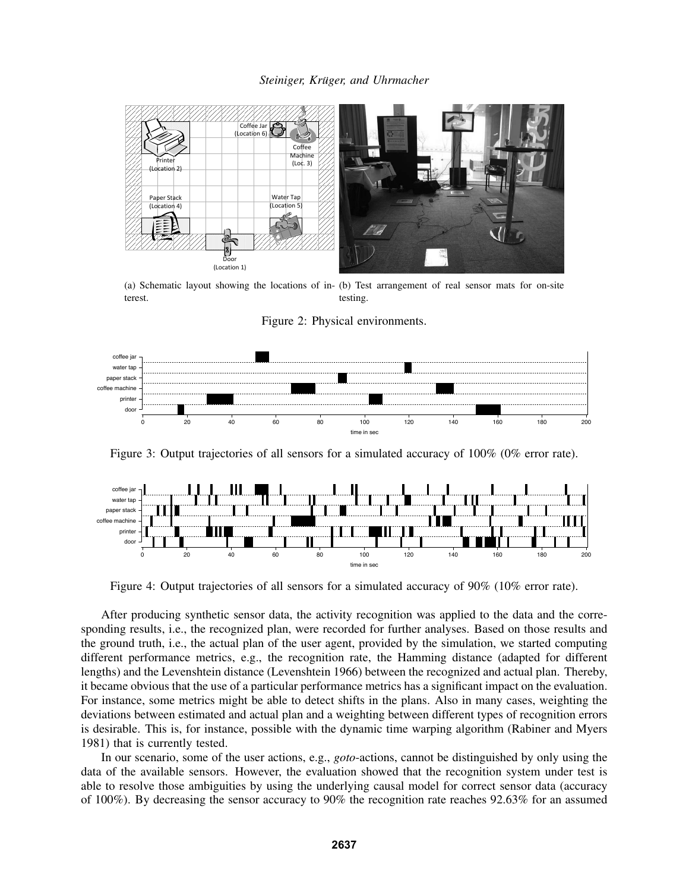(a) Schematic layout showing the locations of interest.

(b) Test arrangement of real sensor mats for on-site testing.

Figure 2: Physical environments.

Figure 3: Output trajectories of all sensors for a simulated accuracy of 100% (0% error rate).

Figure 4: Output trajectories of all sensors for a simulated accuracy of 90% (10% error rate).

After producing synthetic sensor data, the activity recognition was applied to the data and the corresponding results, i.e., the recognized plan, were recorded for further analyses. Based on those results and the ground truth, i.e., the actual plan of the user agent, provided by the simulation, we started computing different performance metrics, e.g., the recognition rate, the Hamming distance (adapted for different lengths) and the Levenshtein distance (Levenshtein 1966) between the recognized and actual plan. Thereby, it became obvious that the use of a particular performance metrics has a significant impact on the evaluation. For instance, some metrics might be able to detect shifts in the plans. Also in many cases, weighting the deviations between estimated and actual plan and a weighting between different types of recognition errors is desirable. This is, for instance, possible with the dynamic time warping algorithm (Rabiner and Myers 1981) that is currently tested.

In our scenario, some of the user actions, e.g., *goto*-actions, cannot be distinguished by only using the data of the available sensors. However, the evaluation showed that the recognition system under test is able to resolve those ambiguities by using the underlying causal model for correct sensor data (accuracy of 100%). By decreasing the sensor accuracy to 90% the recognition rate reaches 92.63% for an assumed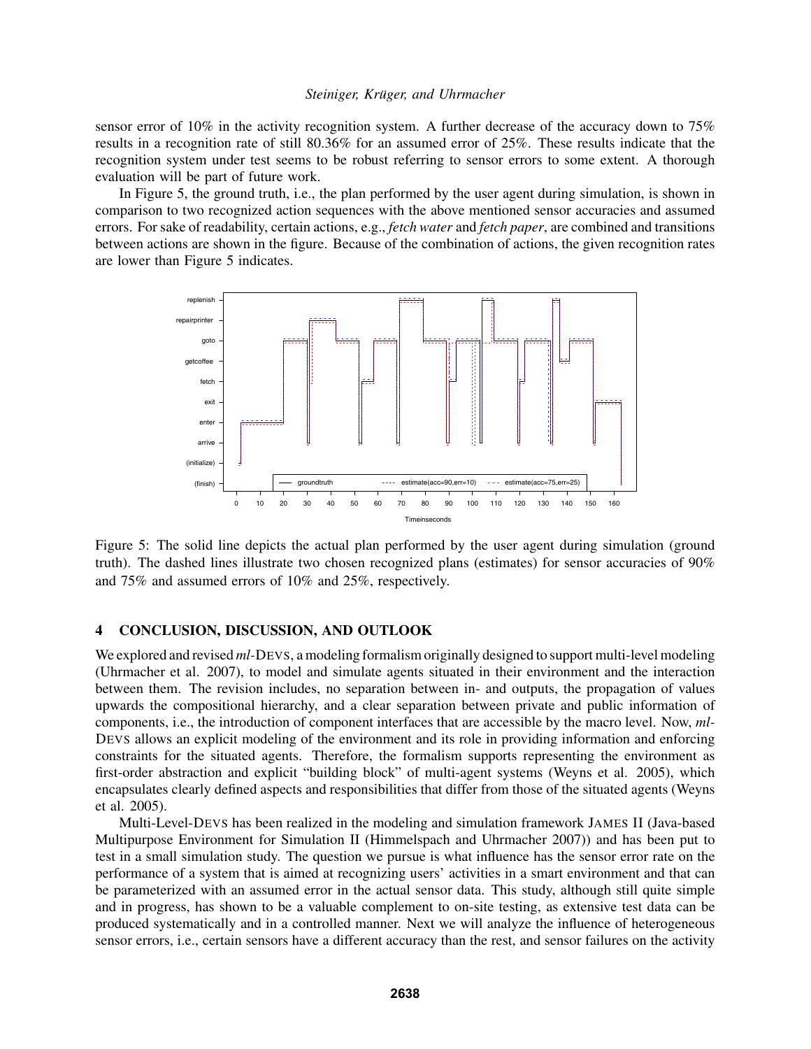sensor error of 10% in the activity recognition system. A further decrease of the accuracy down to 75% results in a recognition rate of still 80.36% for an assumed error of 25%. These results indicate that the recognition system under test seems to be robust referring to sensor errors to some extent. A thorough evaluation will be part of future work.

In Figure 5, the ground truth, i.e., the plan performed by the user agent during simulation, is shown in comparison to two recognized action sequences with the above mentioned sensor accuracies and assumed errors. For sake of readability, certain actions, e.g., *fetch water* and *fetch paper*, are combined and transitions between actions are shown in the figure. Because of the combination of actions, the given recognition rates are lower than Figure 5 indicates.

Figure 5: The solid line depicts the actual plan performed by the user agent during simulation (ground truth). The dashed lines illustrate two chosen recognized plans (estimates) for sensor accuracies of 90% and 75% and assumed errors of 10% and 25%, respectively.

## 4 CONCLUSION, DISCUSSION, AND OUTLOOK

We explored and revised *ml*-DEVS, a modeling formalism originally designed to support multi-level modeling (Uhrmacher et al. 2007), to model and simulate agents situated in their environment and the interaction between them. The revision includes, no separation between in- and outputs, the propagation of values upwards the compositional hierarchy, and a clear separation between private and public information of components, i.e., the introduction of component interfaces that are accessible by the macro level. Now, *ml*-DEVS allows an explicit modeling of the environment and its role in providing information and enforcing constraints for the situated agents. Therefore, the formalism supports representing the environment as first-order abstraction and explicit "building block" of multi-agent systems (Weyns et al. 2005), which encapsulates clearly defined aspects and responsibilities that differ from those of the situated agents (Weyns et al. 2005).

Multi-Level-DEVS has been realized in the modeling and simulation framework JAMES II (Java-based Multipurpose Environment for Simulation II (Himmelspach and Uhrmacher 2007)) and has been put to test in a small simulation study. The question we pursue is what influence has the sensor error rate on the performance of a system that is aimed at recognizing users' activities in a smart environment and that can be parameterized with an assumed error in the actual sensor data. This study, although still quite simple and in progress, has shown to be a valuable complement to on-site testing, as extensive test data can be produced systematically and in a controlled manner. Next we will analyze the influence of heterogeneous sensor errors, i.e., certain sensors have a different accuracy than the rest, and sensor failures on the activity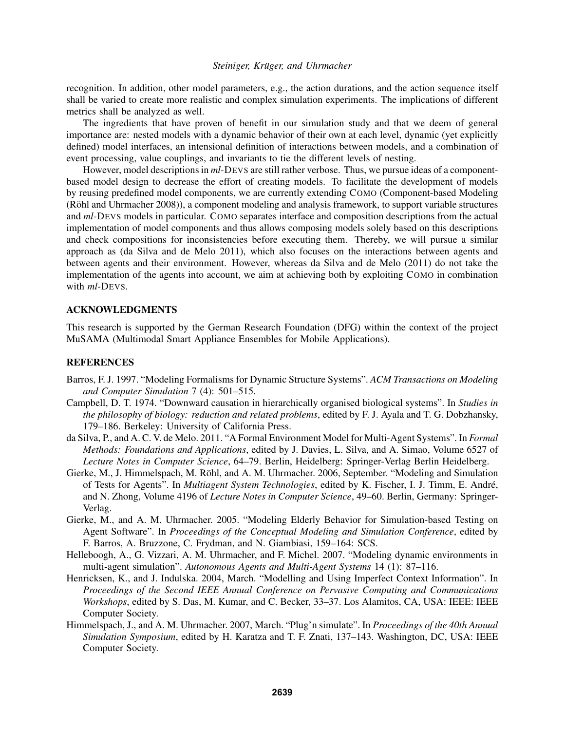recognition. In addition, other model parameters, e.g., the action durations, and the action sequence itself shall be varied to create more realistic and complex simulation experiments. The implications of different metrics shall be analyzed as well.

The ingredients that have proven of benefit in our simulation study and that we deem of general importance are: nested models with a dynamic behavior of their own at each level, dynamic (yet explicitly defined) model interfaces, an intensional definition of interactions between models, and a combination of event processing, value couplings, and invariants to tie the different levels of nesting.

However, model descriptions in *ml*-DEVS are still rather verbose. Thus, we pursue ideas of a component-based model design to decrease the effort of creating models. To facilitate the development of models by reusing predefined model components, we are currently extending COMO (Component-based Modeling (Röhl and Uhrmacher 2008)), a component modeling and analysis framework, to support variable structures and *ml*-DEVS models in particular. COMO separates interface and composition descriptions from the actual implementation of model components and thus allows composing models solely based on this descriptions and check compositions for inconsistencies before executing them. Thereby, we will pursue a similar approach as (da Silva and de Melo 2011), which also focuses on the interactions between agents and between agents and their environment. However, whereas da Silva and de Melo (2011) do not take the implementation of the agents into account, we aim at achieving both by exploiting COMO in combination with *ml*-DEVS.

## ACKNOWLEDGMENTS

This research is supported by the German Research Foundation (DFG) within the context of the project MuSAMA (Multimodal Smart Appliance Ensembles for Mobile Applications).

## REFERENCES

Barros, F. J. 1997. "Modeling Formalisms for Dynamic Structure Systems". *ACM Transactions on Modeling and Computer Simulation* 7 (4): 501–515.

Campbell, D. T. 1974. "Downward causation in hierarchically organised biological systems". In *Studies in the philosophy of biology: reduction and related problems*, edited by F. J. Ayala and T. G. Dobzhansky, 179–186. Berkeley: University of California Press.

da Silva, P., and A. C. V. de Melo. 2011. "A Formal Environment Model for Multi-Agent Systems". In *Formal Methods: Foundations and Applications*, edited by J. Davies, L. Silva, and A. Simao, Volume 6527 of *Lecture Notes in Computer Science*, 64–79. Berlin, Heidelberg: Springer-Verlag Berlin Heidelberg.

Gierke, M., J. Himmelspach, M. Röhl, and A. M. Uhrmacher. 2006, September. "Modeling and Simulation of Tests for Agents". In *Multiagent System Technologies*, edited by K. Fischer, I. J. Timm, E. André, and N. Zhong, Volume 4196 of *Lecture Notes in Computer Science*, 49–60. Berlin, Germany: Springer-Verlag.

Gierke, M., and A. M. Uhrmacher. 2005. "Modeling Elderly Behavior for Simulation-based Testing on Agent Software". In *Proceedings of the Conceptual Modeling and Simulation Conference*, edited by F. Barros, A. Bruzzone, C. Frydman, and N. Giambiasi, 159–164: SCS.

Helleboogh, A., G. Vizzari, A. M. Uhrmacher, and F. Michel. 2007. "Modeling dynamic environments in multi-agent simulation". *Autonomous Agents and Multi-Agent Systems* 14 (1): 87–116.

Henricksen, K., and J. Indulska. 2004, March. "Modelling and Using Imperfect Context Information". In *Proceedings of the Second IEEE Annual Conference on Pervasive Computing and Communications Workshops*, edited by S. Das, M. Kumar, and C. Becker, 33–37. Los Alamitos, CA, USA: IEEE: IEEE Computer Society.

Himmelspach, J., and A. M. Uhrmacher. 2007, March. "Plug'n simulate". In *Proceedings of the 40th Annual Simulation Symposium*, edited by H. Karatza and T. F. Znati, 137–143. Washington, DC, USA: IEEE Computer Society.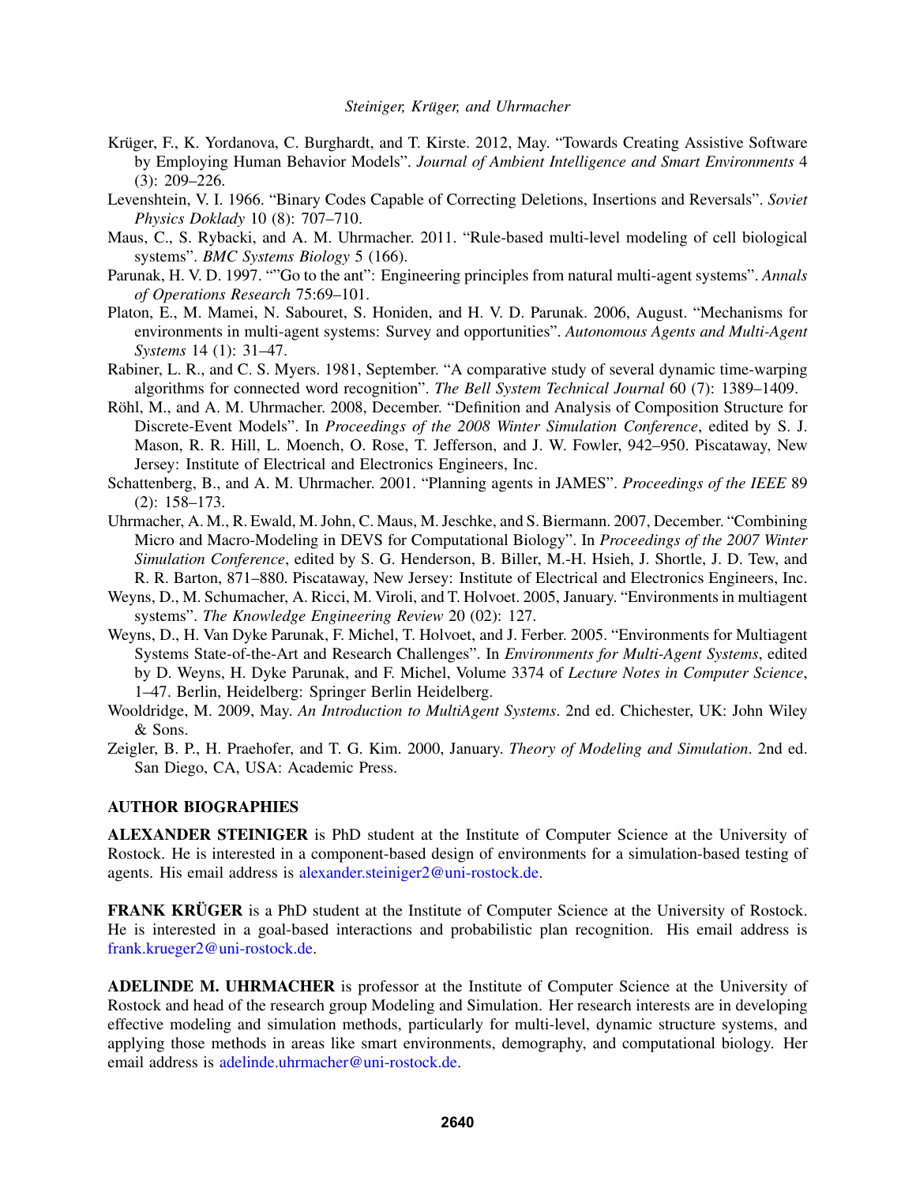Krüger, F., K. Yordanova, C. Burghardt, and T. Kirste. 2012, May. "Towards Creating Assistive Software by Employing Human Behavior Models". *Journal of Ambient Intelligence and Smart Environments* 4 (3): 209–226.

Levenshtein, V. I. 1966. "Binary Codes Capable of Correcting Deletions, Insertions and Reversals". *Soviet Physics Doklady* 10 (8): 707–710.

Maus, C., S. Rybacki, and A. M. Uhrmacher. 2011. "Rule-based multi-level modeling of cell biological systems". *BMC Systems Biology* 5 (166).

Parunak, H. V. D. 1997. ""Go to the ant": Engineering principles from natural multi-agent systems". *Annals of Operations Research* 75:69–101.

Platon, E., M. Mamei, N. Sabouret, S. Honiden, and H. V. D. Parunak. 2006, August. "Mechanisms for environments in multi-agent systems: Survey and opportunities". *Autonomous Agents and Multi-Agent Systems* 14 (1): 31–47.

Rabiner, L. R., and C. S. Myers. 1981, September. "A comparative study of several dynamic time-warping algorithms for connected word recognition". *The Bell System Technical Journal* 60 (7): 1389–1409.

Röhl, M., and A. M. Uhrmacher. 2008, December. "Definition and Analysis of Composition Structure for Discrete-Event Models". In *Proceedings of the 2008 Winter Simulation Conference*, edited by S. J. Mason, R. R. Hill, L. Moench, O. Rose, T. Jefferson, and J. W. Fowler, 942–950. Piscataway, New Jersey: Institute of Electrical and Electronics Engineers, Inc.

Schattenberg, B., and A. M. Uhrmacher. 2001. "Planning agents in JAMES". *Proceedings of the IEEE* 89 (2): 158–173.

Uhrmacher, A. M., R. Ewald, M. John, C. Maus, M. Jeschke, and S. Biermann. 2007, December. "Combining Micro and Macro-Modeling in DEVS for Computational Biology". In *Proceedings of the 2007 Winter Simulation Conference*, edited by S. G. Henderson, B. Biller, M.-H. Hsieh, J. Shortle, J. D. Tew, and R. R. Barton, 871–880. Piscataway, New Jersey: Institute of Electrical and Electronics Engineers, Inc.

Weyns, D., M. Schumacher, A. Ricci, M. Viroli, and T. Holvoet. 2005, January. "Environments in multiagent systems". *The Knowledge Engineering Review* 20 (02): 127.

Weyns, D., H. Van Dyke Parunak, F. Michel, T. Holvoet, and J. Ferber. 2005. "Environments for Multiagent Systems State-of-the-Art and Research Challenges". In *Environments for Multi-Agent Systems*, edited by D. Weyns, H. Dyke Parunak, and F. Michel, Volume 3374 of *Lecture Notes in Computer Science*, 1–47. Berlin, Heidelberg: Springer Berlin Heidelberg.

Wooldridge, M. 2009, May. *An Introduction to MultiAgent Systems*. 2nd ed. Chichester, UK: John Wiley & Sons.

Zeigler, B. P., H. Praehofer, and T. G. Kim. 2000, January. *Theory of Modeling and Simulation*. 2nd ed. San Diego, CA, USA: Academic Press.

## AUTHOR BIOGRAPHIES

**ALEXANDER STEINIGER** is PhD student at the Institute of Computer Science at the University of Rostock. He is interested in a component-based design of environments for a simulation-based testing of agents. His email address is alexander.steiniger2@uni-rostock.de.

**FRANK KRÜGER** is a PhD student at the Institute of Computer Science at the University of Rostock. He is interested in a goal-based interactions and probabilistic plan recognition. His email address is frank.krueger2@uni-rostock.de.

**ADELINDE M. UHRMACHER** is professor at the Institute of Computer Science at the University of Rostock and head of the research group Modeling and Simulation. Her research interests are in developing effective modeling and simulation methods, particularly for multi-level, dynamic structure systems, and applying those methods in areas like smart environments, demography, and computational biology. Her email address is adelinde.uhrmacher@uni-rostock.de.